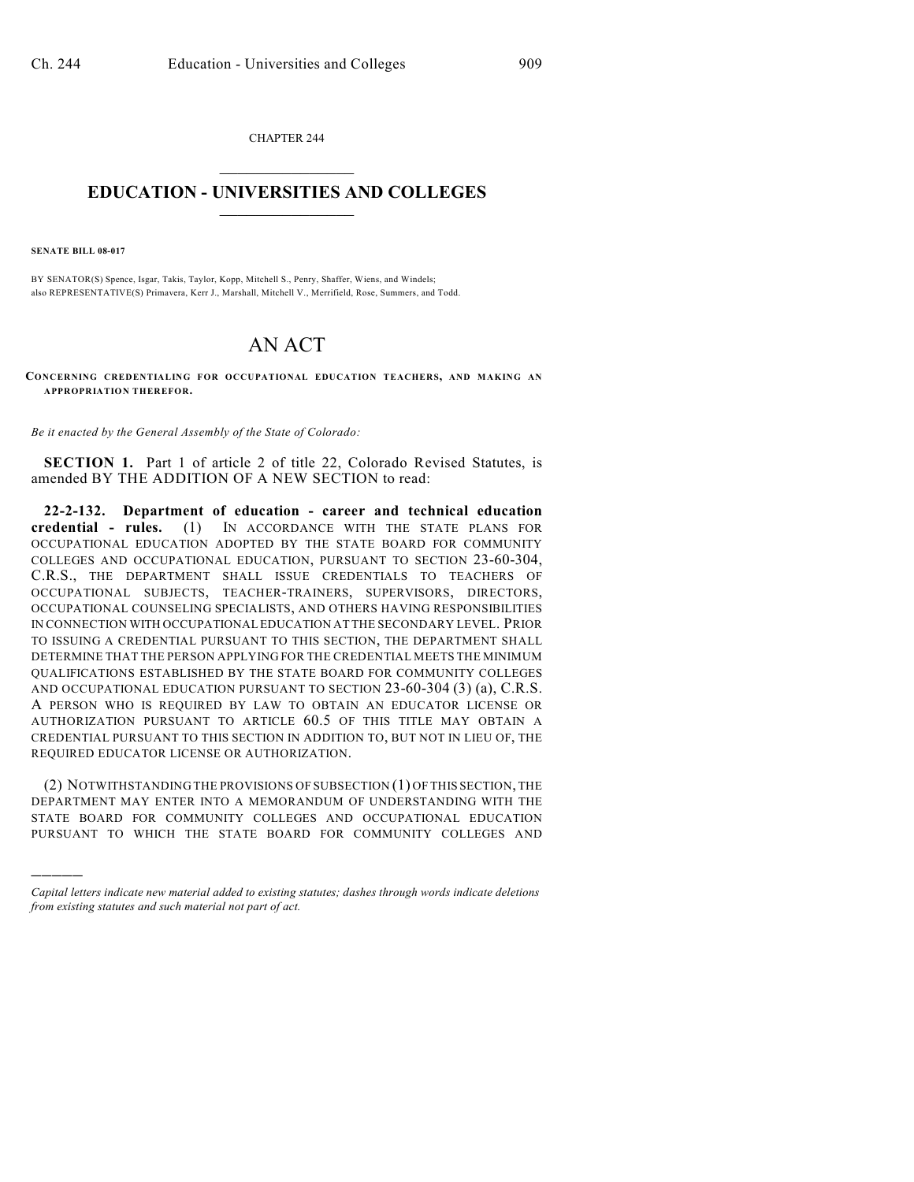CHAPTER 244

# EDUCATION - UNIVERSITIES AND COLLEGES

**SENATE BILL 08-017**

BY SENATOR(S) Spence, Isgar, Takis, Taylor, Kopp, Mitchell S., Penry, Shaffer, Wiens, and Windels;
also REPRESENTATIVE(S) Primavera, Kerr J., Marshall, Mitchell V., Merrifield, Rose, Summers, and Todd.

# AN ACT

**CONCERNING CREDENTIALING FOR OCCUPATIONAL EDUCATION TEACHERS, AND MAKING AN APPROPRIATION THEREFOR.**

*Be it enacted by the General Assembly of the State of Colorado:*

**SECTION 1.** Part 1 of article 2 of title 22, Colorado Revised Statutes, is amended BY THE ADDITION OF A NEW SECTION to read:

**22-2-132. Department of education - career and technical education credential - rules.** (1) IN ACCORDANCE WITH THE STATE PLANS FOR OCCUPATIONAL EDUCATION ADOPTED BY THE STATE BOARD FOR COMMUNITY COLLEGES AND OCCUPATIONAL EDUCATION, PURSUANT TO SECTION 23-60-304, C.R.S., THE DEPARTMENT SHALL ISSUE CREDENTIALS TO TEACHERS OF OCCUPATIONAL SUBJECTS, TEACHER-TRAINERS, SUPERVISORS, DIRECTORS, OCCUPATIONAL COUNSELING SPECIALISTS, AND OTHERS HAVING RESPONSIBILITIES IN CONNECTION WITH OCCUPATIONAL EDUCATION AT THE SECONDARY LEVEL. PRIOR TO ISSUING A CREDENTIAL PURSUANT TO THIS SECTION, THE DEPARTMENT SHALL DETERMINE THAT THE PERSON APPLYING FOR THE CREDENTIAL MEETS THE MINIMUM QUALIFICATIONS ESTABLISHED BY THE STATE BOARD FOR COMMUNITY COLLEGES AND OCCUPATIONAL EDUCATION PURSUANT TO SECTION 23-60-304 (3) (a), C.R.S. A PERSON WHO IS REQUIRED BY LAW TO OBTAIN AN EDUCATOR LICENSE OR AUTHORIZATION PURSUANT TO ARTICLE 60.5 OF THIS TITLE MAY OBTAIN A CREDENTIAL PURSUANT TO THIS SECTION IN ADDITION TO, BUT NOT IN LIEU OF, THE REQUIRED EDUCATOR LICENSE OR AUTHORIZATION.

(2) NOTWITHSTANDING THE PROVISIONS OF SUBSECTION (1) OF THIS SECTION, THE DEPARTMENT MAY ENTER INTO A MEMORANDUM OF UNDERSTANDING WITH THE STATE BOARD FOR COMMUNITY COLLEGES AND OCCUPATIONAL EDUCATION PURSUANT TO WHICH THE STATE BOARD FOR COMMUNITY COLLEGES AND

---

*Capital letters indicate new material added to existing statutes; dashes through words indicate deletions from existing statutes and such material not part of act.*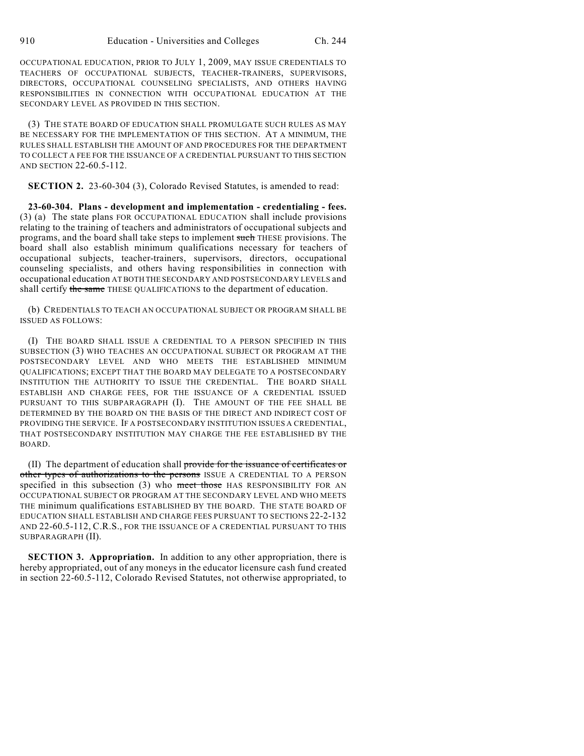OCCUPATIONAL EDUCATION, PRIOR TO JULY 1, 2009, MAY ISSUE CREDENTIALS TO TEACHERS OF OCCUPATIONAL SUBJECTS, TEACHER-TRAINERS, SUPERVISORS, DIRECTORS, OCCUPATIONAL COUNSELING SPECIALISTS, AND OTHERS HAVING RESPONSIBILITIES IN CONNECTION WITH OCCUPATIONAL EDUCATION AT THE SECONDARY LEVEL AS PROVIDED IN THIS SECTION.

(3) THE STATE BOARD OF EDUCATION SHALL PROMULGATE SUCH RULES AS MAY BE NECESSARY FOR THE IMPLEMENTATION OF THIS SECTION. AT A MINIMUM, THE RULES SHALL ESTABLISH THE AMOUNT OF AND PROCEDURES FOR THE DEPARTMENT TO COLLECT A FEE FOR THE ISSUANCE OF A CREDENTIAL PURSUANT TO THIS SECTION AND SECTION 22-60.5-112.

**SECTION 2.** 23-60-304 (3), Colorado Revised Statutes, is amended to read:

**23-60-304. Plans - development and implementation - credentialing - fees.** (3) (a) The state plans FOR OCCUPATIONAL EDUCATION shall include provisions relating to the training of teachers and administrators of occupational subjects and programs, and the board shall take steps to implement ~~such~~ THESE provisions. The board shall also establish minimum qualifications necessary for teachers of occupational subjects, teacher-trainers, supervisors, directors, occupational counseling specialists, and others having responsibilities in connection with occupational education AT BOTH THE SECONDARY AND POSTSECONDARY LEVELS and shall certify ~~the same~~ THESE QUALIFICATIONS to the department of education.

(b) CREDENTIALS TO TEACH AN OCCUPATIONAL SUBJECT OR PROGRAM SHALL BE ISSUED AS FOLLOWS:

(I) THE BOARD SHALL ISSUE A CREDENTIAL TO A PERSON SPECIFIED IN THIS SUBSECTION (3) WHO TEACHES AN OCCUPATIONAL SUBJECT OR PROGRAM AT THE POSTSECONDARY LEVEL AND WHO MEETS THE ESTABLISHED MINIMUM QUALIFICATIONS; EXCEPT THAT THE BOARD MAY DELEGATE TO A POSTSECONDARY INSTITUTION THE AUTHORITY TO ISSUE THE CREDENTIAL. THE BOARD SHALL ESTABLISH AND CHARGE FEES, FOR THE ISSUANCE OF A CREDENTIAL ISSUED PURSUANT TO THIS SUBPARAGRAPH (I). THE AMOUNT OF THE FEE SHALL BE DETERMINED BY THE BOARD ON THE BASIS OF THE DIRECT AND INDIRECT COST OF PROVIDING THE SERVICE. IF A POSTSECONDARY INSTITUTION ISSUES A CREDENTIAL, THAT POSTSECONDARY INSTITUTION MAY CHARGE THE FEE ESTABLISHED BY THE BOARD.

(II) The department of education shall ~~provide for the issuance of certificates or other types of authorizations to the persons~~ ISSUE A CREDENTIAL TO A PERSON specified in this subsection (3) who ~~meet those~~ HAS RESPONSIBILITY FOR AN OCCUPATIONAL SUBJECT OR PROGRAM AT THE SECONDARY LEVEL AND WHO MEETS THE minimum qualifications ESTABLISHED BY THE BOARD. THE STATE BOARD OF EDUCATION SHALL ESTABLISH AND CHARGE FEES PURSUANT TO SECTIONS 22-2-132 AND 22-60.5-112, C.R.S., FOR THE ISSUANCE OF A CREDENTIAL PURSUANT TO THIS SUBPARAGRAPH (II).

**SECTION 3. Appropriation.** In addition to any other appropriation, there is hereby appropriated, out of any moneys in the educator licensure cash fund created in section 22-60.5-112, Colorado Revised Statutes, not otherwise appropriated, to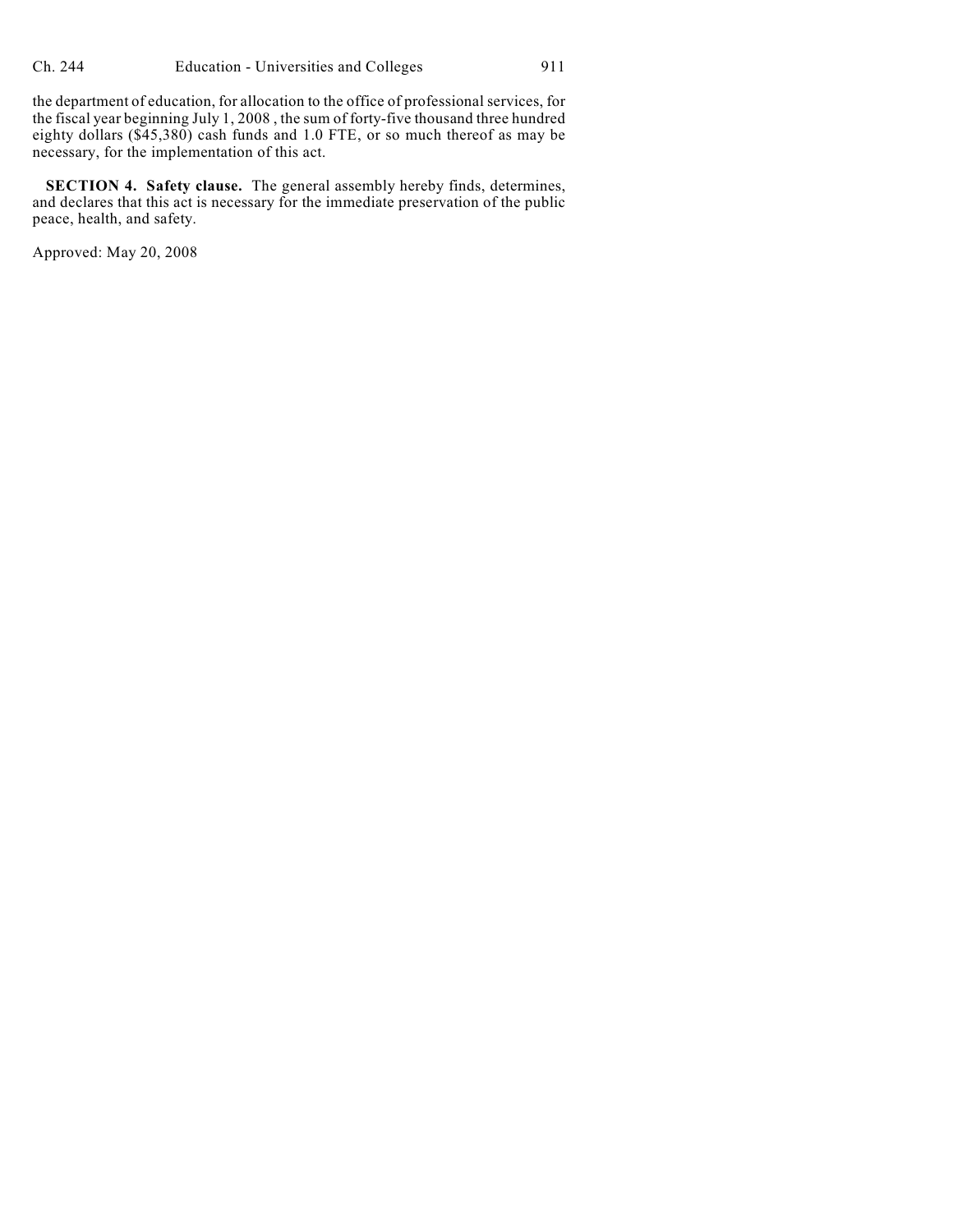the department of education, for allocation to the office of professional services, for the fiscal year beginning July 1, 2008 , the sum of forty-five thousand three hundred eighty dollars ($45,380) cash funds and 1.0 FTE, or so much thereof as may be necessary, for the implementation of this act.

**SECTION 4. Safety clause.** The general assembly hereby finds, determines, and declares that this act is necessary for the immediate preservation of the public peace, health, and safety.

Approved: May 20, 2008